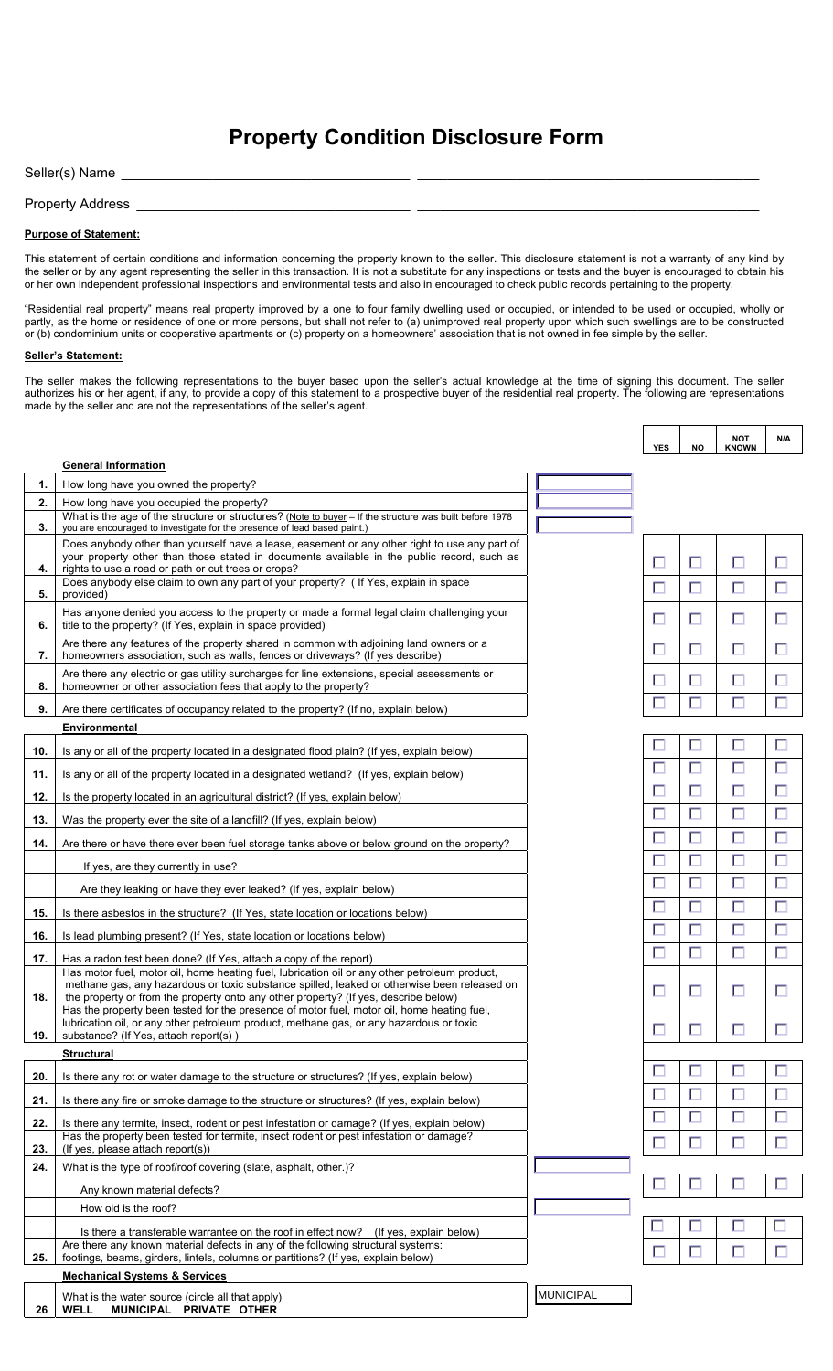# Property Condition Disclosure Form

Seller(s) Name \_\_\_\_\_\_\_\_\_\_\_\_\_\_\_\_\_\_\_\_\_\_\_\_\_\_\_\_\_\_\_\_\_\_\_\_ \_\_\_\_\_\_\_\_\_\_\_\_\_\_\_\_\_\_\_\_\_\_\_\_\_\_\_\_\_\_\_\_\_\_\_\_\_\_\_\_\_\_

Property Address \_\_\_\_\_\_\_\_\_\_\_\_\_\_\_\_\_\_\_\_\_\_\_\_\_\_\_\_\_\_\_\_\_\_\_\_ \_\_\_\_\_\_\_\_\_\_\_\_\_\_\_\_\_\_\_\_\_\_\_\_\_\_\_\_\_\_\_\_\_\_\_\_\_\_\_\_\_\_

**Purpose of Statement:**

This statement of certain conditions and information concerning the property known to the seller. This disclosure statement is not a warranty of any kind by the seller or by any agent representing the seller in this transaction. It is not a substitute for any inspections or tests and the buyer is encouraged to obtain his or her own independent professional inspections and environmental tests and also in encouraged to check public records pertaining to the property.

"Residential real property" means real property improved by a one to four family dwelling used or occupied, or intended to be used or occupied, wholly or partly, as the home or residence of one or more persons, but shall not refer to (a) unimproved real property upon which such swellings are to be constructed or (b) condominium units or cooperative apartments or (c) property on a homeowners' association that is not owned in fee simple by the seller.

**Seller's Statement:**

The seller makes the following representations to the buyer based upon the seller's actual knowledge at the time of signing this document. The seller authorizes his or her agent, if any, to provide a copy of this statement to a prospective buyer of the residential real property. The following are representations made by the seller and are not the representations of the seller's agent.

| | | | YES | NO | NOT KNOWN | N/A |
|---|---|---|---|---|---|---|
| | **General Information** | | | | | |
| 1. | How long have you owned the property? | | | | | |
| 2. | How long have you occupied the property? | | | | | |
| 3. | What is the age of the structure or structures? (Note to buyer – If the structure was built before 1978 you are encouraged to investigate for the presence of lead based paint.) | | | | | |
| 4. | Does anybody other than yourself have a lease, easement or any other right to use any part of your property other than those stated in documents available in the public record, such as rights to use a road or path or cut trees or crops? | | ☐ | ☐ | ☐ | ☐ |
| 5. | Does anybody else claim to own any part of your property? ( If Yes, explain in space provided) | | ☐ | ☐ | ☐ | ☐ |
| 6. | Has anyone denied you access to the property or made a formal legal claim challenging your title to the property? (If Yes, explain in space provided) | | ☐ | ☐ | ☐ | ☐ |
| 7. | Are there any features of the property shared in common with adjoining land owners or a homeowners association, such as walls, fences or driveways? (If yes describe) | | ☐ | ☐ | ☐ | ☐ |
| 8. | Are there any electric or gas utility surcharges for line extensions, special assessments or homeowner or other association fees that apply to the property? | | ☐ | ☐ | ☐ | ☐ |
| 9. | Are there certificates of occupancy related to the property? (If no, explain below) | | ☐ | ☐ | ☐ | ☐ |
| | **Environmental** | | | | | |
| 10. | Is any or all of the property located in a designated flood plain? (If yes, explain below) | | ☐ | ☐ | ☐ | ☐ |
| 11. | Is any or all of the property located in a designated wetland? (If yes, explain below) | | ☐ | ☐ | ☐ | ☐ |
| 12. | Is the property located in an agricultural district? (If yes, explain below) | | ☐ | ☐ | ☐ | ☐ |
| 13. | Was the property ever the site of a landfill? (If yes, explain below) | | ☐ | ☐ | ☐ | ☐ |
| 14. | Are there or have there ever been fuel storage tanks above or below ground on the property? | | ☐ | ☐ | ☐ | ☐ |
| | If yes, are they currently in use? | | ☐ | ☐ | ☐ | ☐ |
| | Are they leaking or have they ever leaked? (If yes, explain below) | | ☐ | ☐ | ☐ | ☐ |
| 15. | Is there asbestos in the structure? (If Yes, state location or locations below) | | ☐ | ☐ | ☐ | ☐ |
| 16. | Is lead plumbing present? (If Yes, state location or locations below) | | ☐ | ☐ | ☐ | ☐ |
| 17. | Has a radon test been done? (If Yes, attach a copy of the report) | | ☐ | ☐ | ☐ | ☐ |
| 18. | Has motor fuel, motor oil, home heating fuel, lubrication oil or any other petroleum product, methane gas, any hazardous or toxic substance spilled, leaked or otherwise been released on the property or from the property onto any other property? (If yes, describe below) | | ☐ | ☐ | ☐ | ☐ |
| 19. | Has the property been tested for the presence of motor fuel, motor oil, home heating fuel, lubrication oil, or any other petroleum product, methane gas, or any hazardous or toxic substance? (If Yes, attach report(s) ) | | ☐ | ☐ | ☐ | ☐ |
| | **Structural** | | | | | |
| 20. | Is there any rot or water damage to the structure or structures? (If yes, explain below) | | ☐ | ☐ | ☐ | ☐ |
| 21. | Is there any fire or smoke damage to the structure or structures? (If yes, explain below) | | ☐ | ☐ | ☐ | ☐ |
| 22. | Is there any termite, insect, rodent or pest infestation or damage? (If yes, explain below) | | ☐ | ☐ | ☐ | ☐ |
| 23. | Has the property been tested for termite, insect rodent or pest infestation or damage? (If yes, please attach report(s)) | | ☐ | ☐ | ☐ | ☐ |
| 24. | What is the type of roof/roof covering (slate, asphalt, other.)? | | | | | |
| | Any known material defects? | | ☐ | ☐ | ☐ | ☐ |
| | How old is the roof? | | | | | |
| | Is there a transferable warrantee on the roof in effect now? (If yes, explain below) | | ☐ | ☐ | ☐ | ☐ |
| 25. | Are there any known material defects in any of the following structural systems: footings, beams, girders, lintels, columns or partitions? (If yes, explain below) | | ☐ | ☐ | ☐ | ☐ |
| | **Mechanical Systems & Services** | | | | | |
| 26 | What is the water source (circle all that apply)<br>**WELL MUNICIPAL PRIVATE OTHER** | MUNICIPAL | | | | |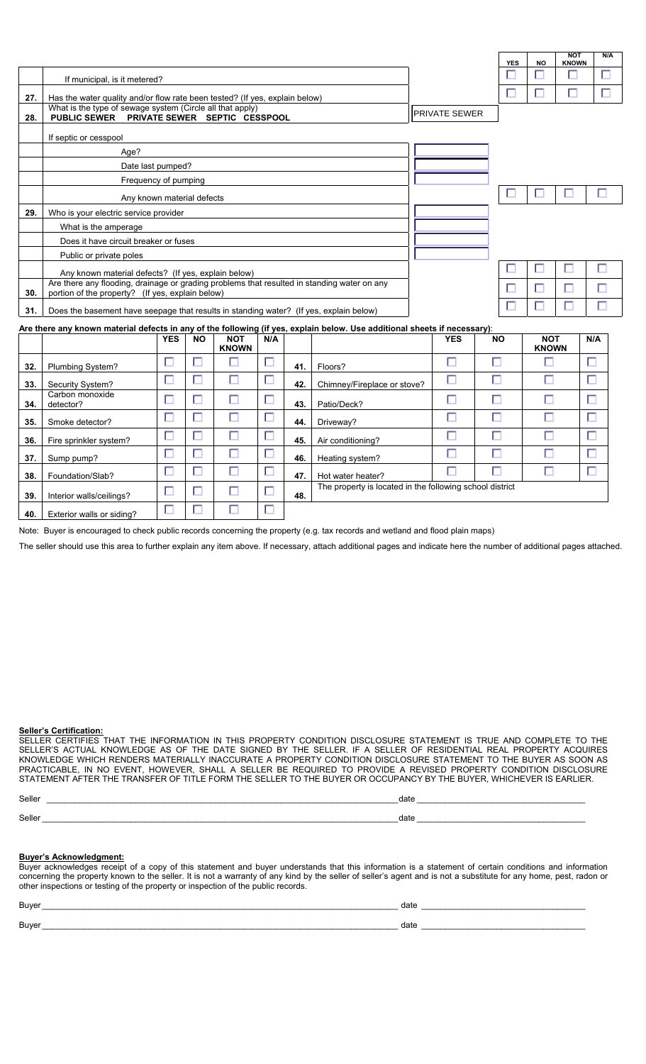| | | | YES | NO | NOT KNOWN | N/A |
|---|---|---|---|---|---|---|
| | If municipal, is it metered? | | ☐ | ☐ | ☐ | ☐ |
| 27. | Has the water quality and/or flow rate been tested? (If yes, explain below) | | ☐ | ☐ | ☐ | ☐ |
| 28. | What is the type of sewage system (Circle all that apply) **PUBLIC SEWER PRIVATE SEWER SEPTIC CESSPOOL** | PRIVATE SEWER | | | | |
| | If septic or cesspool | | | | | |
| | Age? | | | | | |
| | Date last pumped? | | | | | |
| | Frequency of pumping | | | | | |
| | Any known material defects | | ☐ | ☐ | ☐ | ☐ |
| 29. | Who is your electric service provider | | | | | |
| | What is the amperage | | | | | |
| | Does it have circuit breaker or fuses | | | | | |
| | Public or private poles | | | | | |
| | Any known material defects? (If yes, explain below) | | ☐ | ☐ | ☐ | ☐ |
| 30. | Are there any flooding, drainage or grading problems that resulted in standing water on any portion of the property? (If yes, explain below) | | ☐ | ☐ | ☐ | ☐ |
| 31. | Does the basement have seepage that results in standing water? (If yes, explain below) | | ☐ | ☐ | ☐ | ☐ |

**Are there any known material defects in any of the following (if yes, explain below. Use additional sheets if necessary):**

| | | YES | NO | NOT KNOWN | N/A | | | YES | NO | NOT KNOWN | N/A |
|---|---|---|---|---|---|---|---|---|---|---|---|
| 32. | Plumbing System? | ☐ | ☐ | ☐ | ☐ | 41. | Floors? | ☐ | ☐ | ☐ | ☐ |
| 33. | Security System? | ☐ | ☐ | ☐ | ☐ | 42. | Chimney/Fireplace or stove? | ☐ | ☐ | ☐ | ☐ |
| 34. | Carbon monoxide detector? | ☐ | ☐ | ☐ | ☐ | 43. | Patio/Deck? | ☐ | ☐ | ☐ | ☐ |
| 35. | Smoke detector? | ☐ | ☐ | ☐ | ☐ | 44. | Driveway? | ☐ | ☐ | ☐ | ☐ |
| 36. | Fire sprinkler system? | ☐ | ☐ | ☐ | ☐ | 45. | Air conditioning? | ☐ | ☐ | ☐ | ☐ |
| 37. | Sump pump? | ☐ | ☐ | ☐ | ☐ | 46. | Heating system? | ☐ | ☐ | ☐ | ☐ |
| 38. | Foundation/Slab? | ☐ | ☐ | ☐ | ☐ | 47. | Hot water heater? | ☐ | ☐ | ☐ | ☐ |
| 39. | Interior walls/ceilings? | ☐ | ☐ | ☐ | ☐ | 48. | The property is located in the following school district | | | | |
| 40. | Exterior walls or siding? | ☐ | ☐ | ☐ | ☐ | | | | | | |

Note: Buyer is encouraged to check public records concerning the property (e.g. tax records and wetland and flood plain maps)

The seller should use this area to further explain any item above. If necessary, attach additional pages and indicate here the number of additional pages attached.

**Seller's Certification:**

SELLER CERTIFIES THAT THE INFORMATION IN THIS PROPERTY CONDITION DISCLOSURE STATEMENT IS TRUE AND COMPLETE TO THE SELLER'S ACTUAL KNOWLEDGE AS OF THE DATE SIGNED BY THE SELLER. IF A SELLER OF RESIDENTIAL REAL PROPERTY ACQUIRES KNOWLEDGE WHICH RENDERS MATERIALLY INACCURATE A PROPERTY CONDITION DISCLOSURE STATEMENT TO THE BUYER AS SOON AS PRACTICABLE, IN NO EVENT, HOWEVER, SHALL A SELLER BE REQUIRED TO PROVIDE A REVISED PROPERTY CONDITION DISCLOSURE STATEMENT AFTER THE TRANSFER OF TITLE FORM THE SELLER TO THE BUYER OR OCCUPANCY BY THE BUYER, WHICHEVER IS EARLIER.

Seller ______________________________________________ date ______________________

Seller ______________________________________________ date ______________________

**Buyer's Acknowledgment:**

Buyer acknowledges receipt of a copy of this statement and buyer understands that this information is a statement of certain conditions and information concerning the property known to the seller. It is not a warranty of any kind by the seller of seller's agent and is not a substitute for any home, pest, radon or other inspections or testing of the property or inspection of the public records.

Buyer ______________________________________________ date ______________________

Buyer ______________________________________________ date ______________________